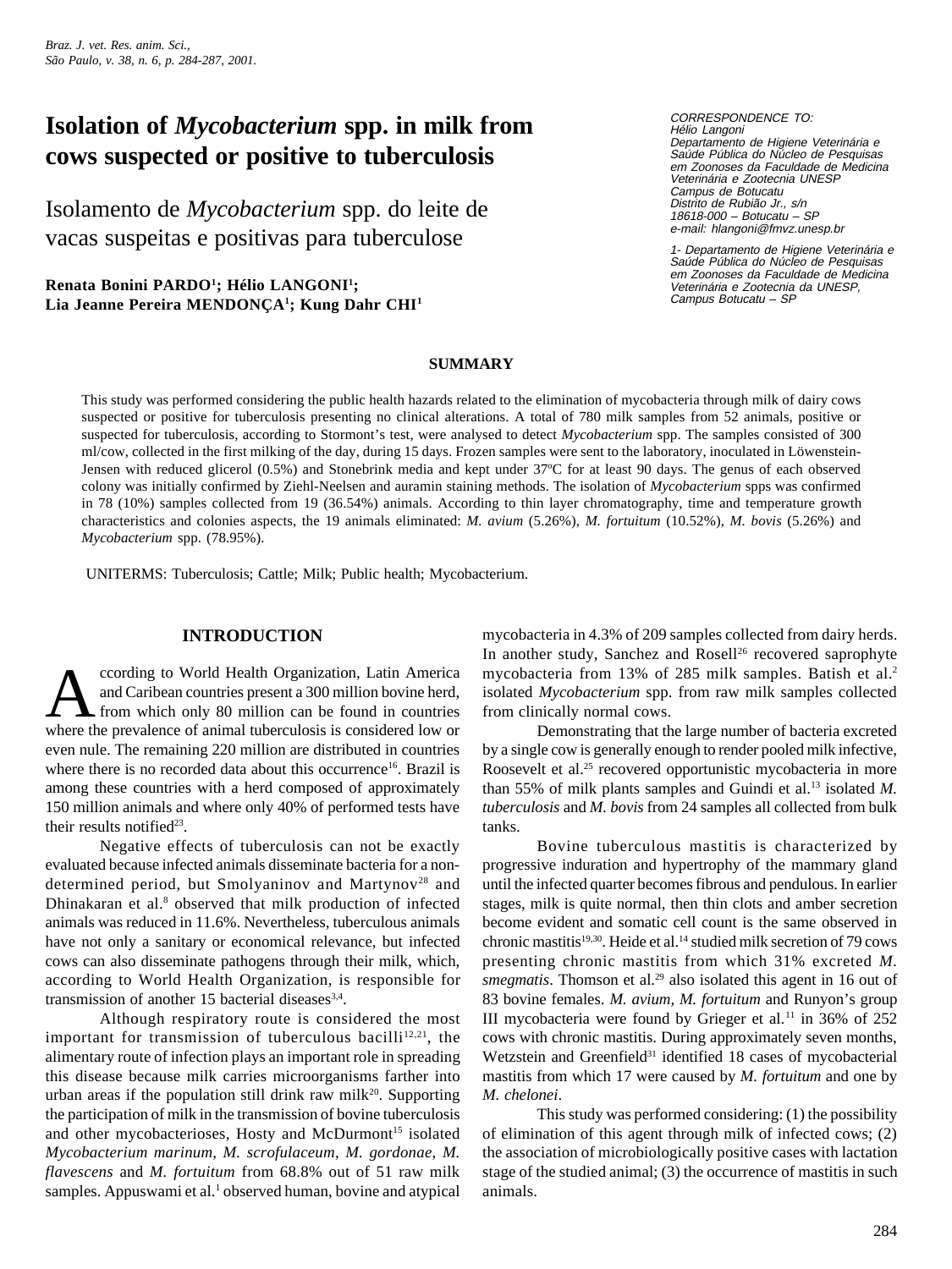# Isolation of *Mycobacterium* spp. in milk from cows suspected or positive to tuberculosis

## Isolamento de *Mycobacterium* spp. do leite de vacas suspeitas e positivas para tuberculose

**Renata Bonini PARDO[1]; Hélio LANGONI[1]; Lia Jeanne Pereira MENDONÇA[1]; Kung Dahr CHI[1]**

CORRESPONDENCE TO:
Hélio Langoni
Departamento de Higiene Veterinária e Saúde Pública do Núcleo de Pesquisas em Zoonoses da Faculdade de Medicina Veterinária e Zootecnia UNESP
Campus de Botucatu
Distrito de Rubião Jr., s/n
18618-000 – Botucatu – SP
e-mail: hlangoni@fmvz.unesp.br

1- Departamento de Higiene Veterinária e Saúde Pública do Núcleo de Pesquisas em Zoonoses da Faculdade de Medicina Veterinária e Zootecnia da UNESP, Campus Botucatu – SP

### SUMMARY

This study was performed considering the public health hazards related to the elimination of mycobacteria through milk of dairy cows suspected or positive for tuberculosis presenting no clinical alterations. A total of 780 milk samples from 52 animals, positive or suspected for tuberculosis, according to Stormont's test, were analysed to detect *Mycobacterium* spp. The samples consisted of 300 ml/cow, collected in the first milking of the day, during 15 days. Frozen samples were sent to the laboratory, inoculated in Löwenstein-Jensen with reduced glicerol (0.5%) and Stonebrink media and kept under 37ºC for at least 90 days. The genus of each observed colony was initially confirmed by Ziehl-Neelsen and auramin staining methods. The isolation of *Mycobacterium* spps was confirmed in 78 (10%) samples collected from 19 (36.54%) animals. According to thin layer chromatography, time and temperature growth characteristics and colonies aspects, the 19 animals eliminated: *M. avium* (5.26%), *M. fortuitum* (10.52%), *M. bovis* (5.26%) and *Mycobacterium* spp. (78.95%).

UNITERMS: Tuberculosis; Cattle; Milk; Public health; Mycobacterium.

### INTRODUCTION

According to World Health Organization, Latin America and Caribean countries present a 300 million bovine herd, from which only 80 million can be found in countries where the prevalence of animal tuberculosis is considered low or even nule. The remaining 220 million are distributed in countries where there is no recorded data about this occurrence[16]. Brazil is among these countries with a herd composed of approximately 150 million animals and where only 40% of performed tests have their results notified[23].

Negative effects of tuberculosis can not be exactly evaluated because infected animals disseminate bacteria for a non-determined period, but Smolyaninov and Martynov[28] and Dhinakaran et al.[8] observed that milk production of infected animals was reduced in 11.6%. Nevertheless, tuberculous animals have not only a sanitary or economical relevance, but infected cows can also disseminate pathogens through their milk, which, according to World Health Organization, is responsible for transmission of another 15 bacterial diseases[3,4].

Although respiratory route is considered the most important for transmission of tuberculous bacilli[12,21], the alimentary route of infection plays an important role in spreading this disease because milk carries microorganisms farther into urban areas if the population still drink raw milk[20]. Supporting the participation of milk in the transmission of bovine tuberculosis and other mycobacterioses, Hosty and McDurmont[15] isolated *Mycobacterium marinum*, *M. scrofulaceum*, *M. gordonae, M. flavescens* and *M. fortuitum* from 68.8% out of 51 raw milk samples. Appuswami et al.[1] observed human, bovine and atypical mycobacteria in 4.3% of 209 samples collected from dairy herds. In another study, Sanchez and Rosell[26] recovered saprophyte mycobacteria from 13% of 285 milk samples. Batish et al.[2] isolated *Mycobacterium* spp. from raw milk samples collected from clinically normal cows.

Demonstrating that the large number of bacteria excreted by a single cow is generally enough to render pooled milk infective, Roosevelt et al.[25] recovered opportunistic mycobacteria in more than 55% of milk plants samples and Guindi et al.[13] isolated *M. tuberculosis* and *M. bovis* from 24 samples all collected from bulk tanks.

Bovine tuberculous mastitis is characterized by progressive induration and hypertrophy of the mammary gland until the infected quarter becomes fibrous and pendulous. In earlier stages, milk is quite normal, then thin clots and amber secretion become evident and somatic cell count is the same observed in chronic mastitis[19,30]. Heide et al.[14] studied milk secretion of 79 cows presenting chronic mastitis from which 31% excreted *M. smegmatis*. Thomson et al.[29] also isolated this agent in 16 out of 83 bovine females. *M. avium, M. fortuitum* and Runyon's group III mycobacteria were found by Grieger et al.[11] in 36% of 252 cows with chronic mastitis. During approximately seven months, Wetzstein and Greenfield[31] identified 18 cases of mycobacterial mastitis from which 17 were caused by *M. fortuitum* and one by *M. chelonei*.

This study was performed considering: (1) the possibility of elimination of this agent through milk of infected cows; (2) the association of microbiologically positive cases with lactation stage of the studied animal; (3) the occurrence of mastitis in such animals.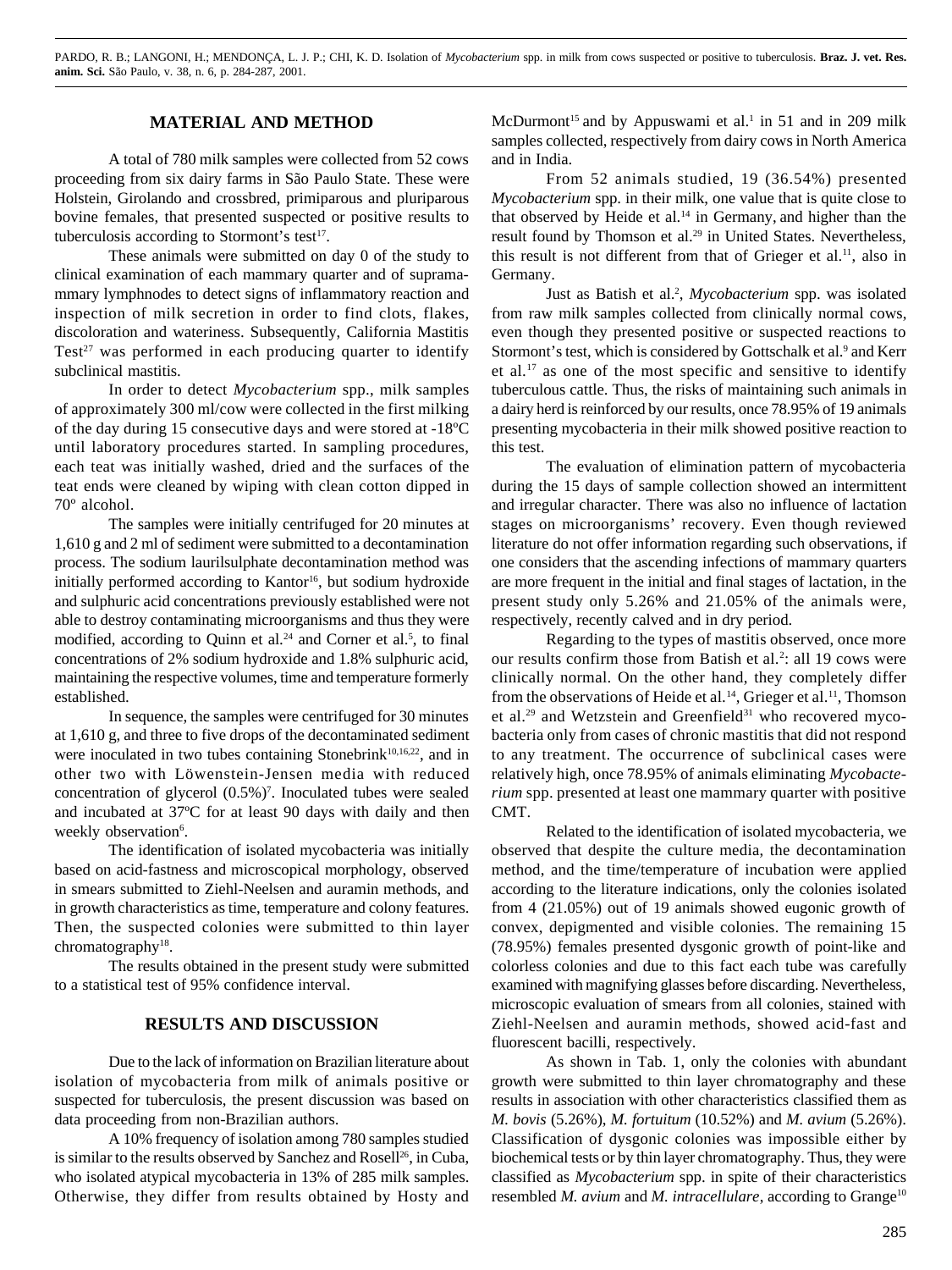## MATERIAL AND METHOD

A total of 780 milk samples were collected from 52 cows proceeding from six dairy farms in São Paulo State. These were Holstein, Girolando and crossbred, primiparous and pluriparous bovine females, that presented suspected or positive results to tuberculosis according to Stormont's test[17].

These animals were submitted on day 0 of the study to clinical examination of each mammary quarter and of supramammary lymphnodes to detect signs of inflammatory reaction and inspection of milk secretion in order to find clots, flakes, discoloration and wateriness. Subsequently, California Mastitis Test[27] was performed in each producing quarter to identify subclinical mastitis.

In order to detect *Mycobacterium* spp., milk samples of approximately 300 ml/cow were collected in the first milking of the day during 15 consecutive days and were stored at -18ºC until laboratory procedures started. In sampling procedures, each teat was initially washed, dried and the surfaces of the teat ends were cleaned by wiping with clean cotton dipped in 70º alcohol.

The samples were initially centrifuged for 20 minutes at 1,610 g and 2 ml of sediment were submitted to a decontamination process. The sodium laurilsulphate decontamination method was initially performed according to Kantor[16], but sodium hydroxide and sulphuric acid concentrations previously established were not able to destroy contaminating microorganisms and thus they were modified, according to Quinn et al.[24] and Corner et al.[5], to final concentrations of 2% sodium hydroxide and 1.8% sulphuric acid, maintaining the respective volumes, time and temperature formerly established.

In sequence, the samples were centrifuged for 30 minutes at 1,610 g, and three to five drops of the decontaminated sediment were inoculated in two tubes containing Stonebrink[10,16,22], and in other two with Löwenstein-Jensen media with reduced concentration of glycerol (0.5%)[7]. Inoculated tubes were sealed and incubated at 37ºC for at least 90 days with daily and then weekly observation[6].

The identification of isolated mycobacteria was initially based on acid-fastness and microscopical morphology, observed in smears submitted to Ziehl-Neelsen and auramin methods, and in growth characteristics as time, temperature and colony features. Then, the suspected colonies were submitted to thin layer chromatography[18].

The results obtained in the present study were submitted to a statistical test of 95% confidence interval.

## RESULTS AND DISCUSSION

Due to the lack of information on Brazilian literature about isolation of mycobacteria from milk of animals positive or suspected for tuberculosis, the present discussion was based on data proceeding from non-Brazilian authors.

A 10% frequency of isolation among 780 samples studied is similar to the results observed by Sanchez and Rosell[26], in Cuba, who isolated atypical mycobacteria in 13% of 285 milk samples. Otherwise, they differ from results obtained by Hosty and McDurmont[15] and by Appuswami et al.[1] in 51 and in 209 milk samples collected, respectively from dairy cows in North America and in India.

From 52 animals studied, 19 (36.54%) presented *Mycobacterium* spp. in their milk, one value that is quite close to that observed by Heide et al.[14] in Germany, and higher than the result found by Thomson et al.[29] in United States. Nevertheless, this result is not different from that of Grieger et al.[11], also in Germany.

Just as Batish et al.[2], *Mycobacterium* spp. was isolated from raw milk samples collected from clinically normal cows, even though they presented positive or suspected reactions to Stormont's test, which is considered by Gottschalk et al.[9] and Kerr et al.[17] as one of the most specific and sensitive to identify tuberculous cattle. Thus, the risks of maintaining such animals in a dairy herd is reinforced by our results, once 78.95% of 19 animals presenting mycobacteria in their milk showed positive reaction to this test.

The evaluation of elimination pattern of mycobacteria during the 15 days of sample collection showed an intermittent and irregular character. There was also no influence of lactation stages on microorganisms' recovery. Even though reviewed literature do not offer information regarding such observations, if one considers that the ascending infections of mammary quarters are more frequent in the initial and final stages of lactation, in the present study only 5.26% and 21.05% of the animals were, respectively, recently calved and in dry period.

Regarding to the types of mastitis observed, once more our results confirm those from Batish et al.[2]: all 19 cows were clinically normal. On the other hand, they completely differ from the observations of Heide et al.[14], Grieger et al.[11], Thomson et al.[29] and Wetzstein and Greenfield[31] who recovered mycobacteria only from cases of chronic mastitis that did not respond to any treatment. The occurrence of subclinical cases were relatively high, once 78.95% of animals eliminating *Mycobacterium* spp. presented at least one mammary quarter with positive CMT.

Related to the identification of isolated mycobacteria, we observed that despite the culture media, the decontamination method, and the time/temperature of incubation were applied according to the literature indications, only the colonies isolated from 4 (21.05%) out of 19 animals showed eugonic growth of convex, depigmented and visible colonies. The remaining 15 (78.95%) females presented dysgonic growth of point-like and colorless colonies and due to this fact each tube was carefully examined with magnifying glasses before discarding. Nevertheless, microscopic evaluation of smears from all colonies, stained with Ziehl-Neelsen and auramin methods, showed acid-fast and fluorescent bacilli, respectively.

As shown in Tab. 1, only the colonies with abundant growth were submitted to thin layer chromatography and these results in association with other characteristics classified them as *M. bovis* (5.26%), *M. fortuitum* (10.52%) and *M. avium* (5.26%). Classification of dysgonic colonies was impossible either by biochemical tests or by thin layer chromatography. Thus, they were classified as *Mycobacterium* spp. in spite of their characteristics resembled *M. avium* and *M. intracellulare*, according to Grange[10]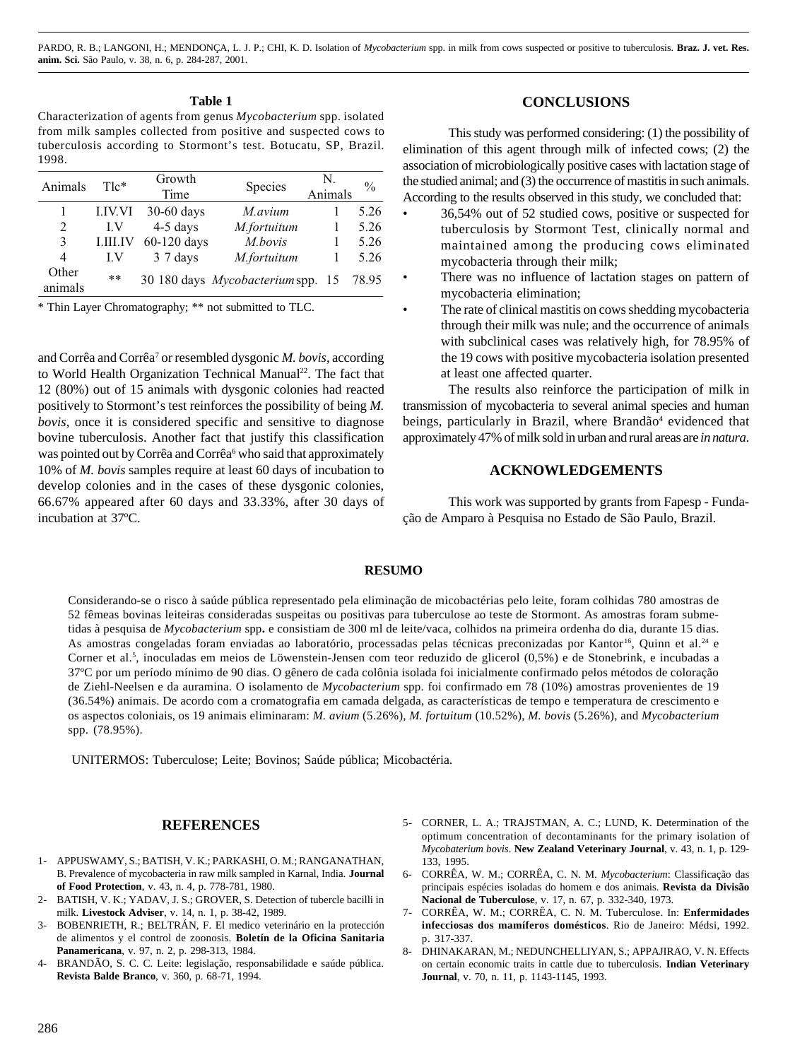**Table 1**

Characterization of agents from genus *Mycobacterium* spp. isolated from milk samples collected from positive and suspected cows to tuberculosis according to Stormont's test. Botucatu, SP, Brazil. 1998.

| Animals | Tlc* | Growth Time | Species | N. Animals | % |
|---|---|---|---|---|---|
| 1 | I.IV.VI | 30-60 days | *M.avium* | 1 | 5.26 |
| 2 | I.V | 4-5 days | *M.fortuitum* | 1 | 5.26 |
| 3 | I.III.IV | 60-120 days | *M.bovis* | 1 | 5.26 |
| 4 | I.V | 3 7 days | *M.fortuitum* | 1 | 5.26 |
| Other animals | ** | 30 180 days | *Mycobacterium* spp. | 15 | 78.95 |

\* Thin Layer Chromatography; ** not submitted to TLC.

and Corrêa and Corrêa[7] or resembled dysgonic *M. bovis*, according to World Health Organization Technical Manual[22]. The fact that 12 (80%) out of 15 animals with dysgonic colonies had reacted positively to Stormont's test reinforces the possibility of being *M. bovis*, once it is considered specific and sensitive to diagnose bovine tuberculosis. Another fact that justify this classification was pointed out by Corrêa and Corrêa[6] who said that approximately 10% of *M. bovis* samples require at least 60 days of incubation to develop colonies and in the cases of these dysgonic colonies, 66.67% appeared after 60 days and 33.33%, after 30 days of incubation at 37ºC.

## CONCLUSIONS

This study was performed considering: (1) the possibility of elimination of this agent through milk of infected cows; (2) the association of microbiologically positive cases with lactation stage of the studied animal; and (3) the occurrence of mastitis in such animals. According to the results observed in this study, we concluded that:

- 36,54% out of 52 studied cows, positive or suspected for tuberculosis by Stormont Test, clinically normal and maintained among the producing cows eliminated mycobacteria through their milk;
- There was no influence of lactation stages on pattern of mycobacteria elimination;
- The rate of clinical mastitis on cows shedding mycobacteria through their milk was nule; and the occurrence of animals with subclinical cases was relatively high, for 78.95% of the 19 cows with positive mycobacteria isolation presented at least one affected quarter.

The results also reinforce the participation of milk in transmission of mycobacteria to several animal species and human beings, particularly in Brazil, where Brandão[4] evidenced that approximately 47% of milk sold in urban and rural areas are *in natura*.

## ACKNOWLEDGEMENTS

This work was supported by grants from Fapesp - Fundação de Amparo à Pesquisa no Estado de São Paulo, Brazil.

## RESUMO

Considerando-se o risco à saúde pública representado pela eliminação de micobactérias pelo leite, foram colhidas 780 amostras de 52 fêmeas bovinas leiteiras consideradas suspeitas ou positivas para tuberculose ao teste de Stormont. As amostras foram submetidas à pesquisa de *Mycobacterium* spp**.** e consistiam de 300 ml de leite/vaca, colhidos na primeira ordenha do dia, durante 15 dias. As amostras congeladas foram enviadas ao laboratório, processadas pelas técnicas preconizadas por Kantor[16], Quinn et al.[24] e Corner et al.[5], inoculadas em meios de Löwenstein-Jensen com teor reduzido de glicerol (0,5%) e de Stonebrink, e incubadas a 37ºC por um período mínimo de 90 dias. O gênero de cada colônia isolada foi inicialmente confirmado pelos métodos de coloração de Ziehl-Neelsen e da auramina. O isolamento de *Mycobacterium* spp. foi confirmado em 78 (10%) amostras provenientes de 19 (36.54%) animais. De acordo com a cromatografia em camada delgada, as características de tempo e temperatura de crescimento e os aspectos coloniais, os 19 animais eliminaram: *M. avium* (5.26%), *M. fortuitum* (10.52%), *M. bovis* (5.26%), and *Mycobacterium* spp. (78.95%).

UNITERMOS: Tuberculose; Leite; Bovinos; Saúde pública; Micobactéria.

## REFERENCES

1- APPUSWAMY, S.; BATISH, V. K.; PARKASHI, O. M.; RANGANATHAN, B. Prevalence of mycobacteria in raw milk sampled in Karnal, India. **Journal of Food Protection**, v. 43, n. 4, p. 778-781, 1980.

2- BATISH, V. K.; YADAV, J. S.; GROVER, S. Detection of tubercle bacilli in milk. **Livestock Adviser**, v. 14, n. 1, p. 38-42, 1989.

3- BOBENRIETH, R.; BELTRÁN, F. El medico veterinário en la protección de alimentos y el control de zoonosis. **Boletín de la Oficina Sanitaria Panamericana**, v. 97, n. 2, p. 298-313, 1984.

4- BRANDÃO, S. C. C. Leite: legislação, responsabilidade e saúde pública. **Revista Balde Branco**, v. 360, p. 68-71, 1994.

5- CORNER, L. A.; TRAJSTMAN, A. C.; LUND, K. Determination of the optimum concentration of decontaminants for the primary isolation of *Mycobaterium bovis*. **New Zealand Veterinary Journal**, v. 43, n. 1, p. 129-133, 1995.

6- CORRÊA, W. M.; CORRÊA, C. N. M. *Mycobacterium*: Classificação das principais espécies isoladas do homem e dos animais. **Revista da Divisão Nacional de Tuberculose**, v. 17, n. 67, p. 332-340, 1973.

7- CORRÊA, W. M.; CORRÊA, C. N. M. Tuberculose. In: **Enfermidades infecciosas dos mamíferos domésticos**. Rio de Janeiro: Médsi, 1992. p. 317-337.

8- DHINAKARAN, M.; NEDUNCHELLIYAN, S.; APPAJIRAO, V. N. Effects on certain economic traits in cattle due to tuberculosis. **Indian Veterinary Journal**, v. 70, n. 11, p. 1143-1145, 1993.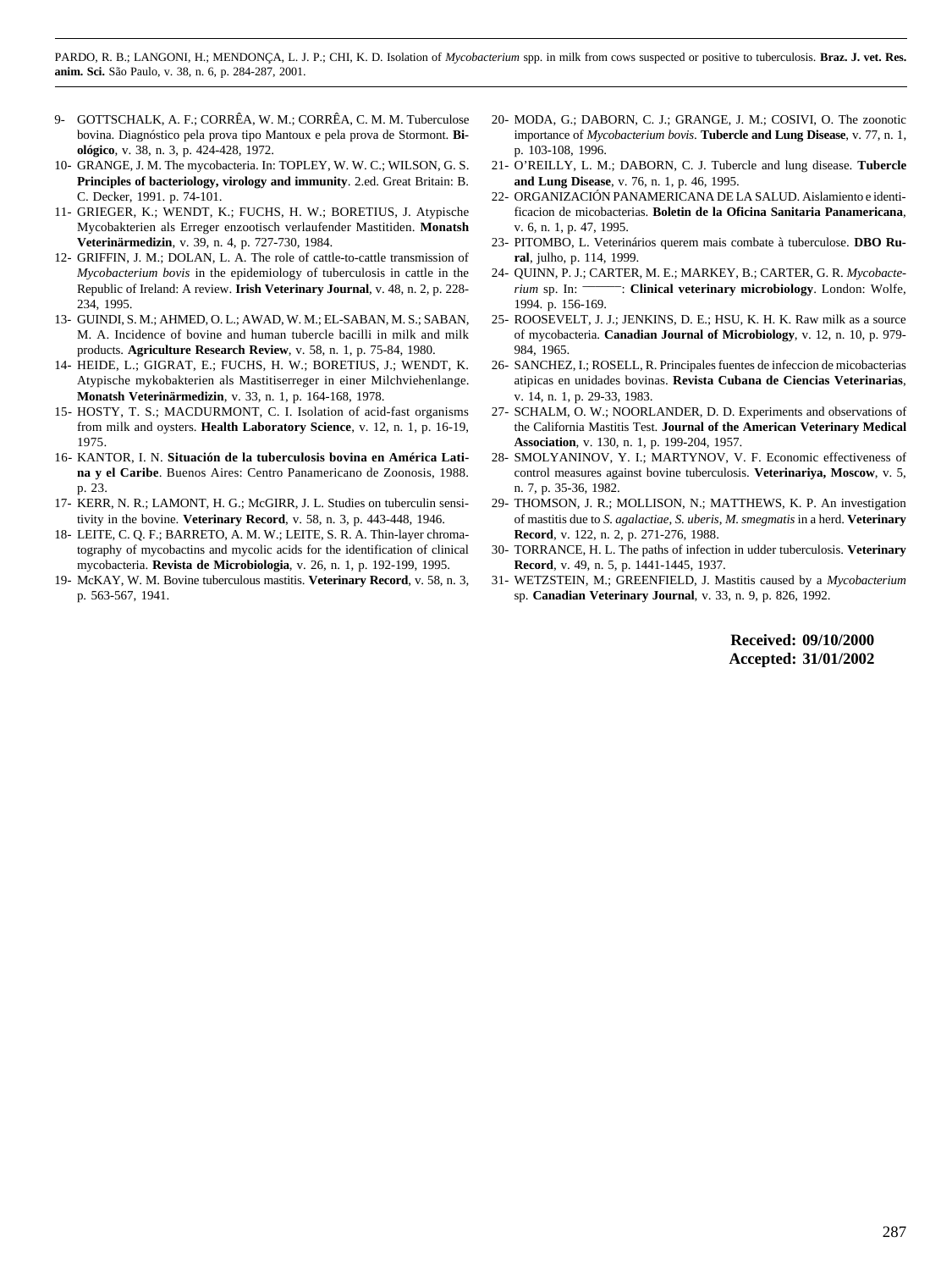9- GOTTSCHALK, A. F.; CORRÊA, W. M.; CORRÊA, C. M. M. Tuberculose bovina. Diagnóstico pela prova tipo Mantoux e pela prova de Stormont. **Biológico**, v. 38, n. 3, p. 424-428, 1972.

10- GRANGE, J. M. The mycobacteria. In: TOPLEY, W. W. C.; WILSON, G. S. **Principles of bacteriology, virology and immunity**. 2.ed. Great Britain: B. C. Decker, 1991. p. 74-101.

11- GRIEGER, K.; WENDT, K.; FUCHS, H. W.; BORETIUS, J. Atypische Mycobakterien als Erreger enzootisch verlaufender Mastitiden. **Monatsh Veterinärmedizin**, v. 39, n. 4, p. 727-730, 1984.

12- GRIFFIN, J. M.; DOLAN, L. A. The role of cattle-to-cattle transmission of *Mycobacterium bovis* in the epidemiology of tuberculosis in cattle in the Republic of Ireland: A review. **Irish Veterinary Journal**, v. 48, n. 2, p. 228-234, 1995.

13- GUINDI, S. M.; AHMED, O. L.; AWAD, W. M.; EL-SABAN, M. S.; SABAN, M. A. Incidence of bovine and human tubercle bacilli in milk and milk products. **Agriculture Research Review**, v. 58, n. 1, p. 75-84, 1980.

14- HEIDE, L.; GIGRAT, E.; FUCHS, H. W.; BORETIUS, J.; WENDT, K. Atypische mykobakterien als Mastitiserreger in einer Milchviehenlange. **Monatsh Veterinärmedizin**, v. 33, n. 1, p. 164-168, 1978.

15- HOSTY, T. S.; MACDURMONT, C. I. Isolation of acid-fast organisms from milk and oysters. **Health Laboratory Science**, v. 12, n. 1, p. 16-19, 1975.

16- KANTOR, I. N. **Situación de la tuberculosis bovina en América Latina y el Caribe**. Buenos Aires: Centro Panamericano de Zoonosis, 1988. p. 23.

17- KERR, N. R.; LAMONT, H. G.; McGIRR, J. L. Studies on tuberculin sensitivity in the bovine. **Veterinary Record**, v. 58, n. 3, p. 443-448, 1946.

18- LEITE, C. Q. F.; BARRETO, A. M. W.; LEITE, S. R. A. Thin-layer chromatography of mycobactins and mycolic acids for the identification of clinical mycobacteria. **Revista de Microbiologia**, v. 26, n. 1, p. 192-199, 1995.

19- McKAY, W. M. Bovine tuberculous mastitis. **Veterinary Record**, v. 58, n. 3, p. 563-567, 1941.

20- MODA, G.; DABORN, C. J.; GRANGE, J. M.; COSIVI, O. The zoonotic importance of *Mycobacterium bovis*. **Tubercle and Lung Disease**, v. 77, n. 1, p. 103-108, 1996.

21- O'REILLY, L. M.; DABORN, C. J. Tubercle and lung disease. **Tubercle and Lung Disease**, v. 76, n. 1, p. 46, 1995.

22- ORGANIZACIÓN PANAMERICANA DE LA SALUD. Aislamiento e identificacion de micobacterias. **Boletin de la Oficina Sanitaria Panamericana**, v. 6, n. 1, p. 47, 1995.

23- PITOMBO, L. Veterinários querem mais combate à tuberculose. **DBO Rural**, julho, p. 114, 1999.

24- QUINN, P. J.; CARTER, M. E.; MARKEY, B.; CARTER, G. R. *Mycobacterium* sp. In: ———: **Clinical veterinary microbiology**. London: Wolfe, 1994. p. 156-169.

25- ROOSEVELT, J. J.; JENKINS, D. E.; HSU, K. H. K. Raw milk as a source of mycobacteria. **Canadian Journal of Microbiology**, v. 12, n. 10, p. 979-984, 1965.

26- SANCHEZ, I.; ROSELL, R. Principales fuentes de infeccion de micobacterias atipicas en unidades bovinas. **Revista Cubana de Ciencias Veterinarias**, v. 14, n. 1, p. 29-33, 1983.

27- SCHALM, O. W.; NOORLANDER, D. D. Experiments and observations of the California Mastitis Test. **Journal of the American Veterinary Medical Association**, v. 130, n. 1, p. 199-204, 1957.

28- SMOLYANINOV, Y. I.; MARTYNOV, V. F. Economic effectiveness of control measures against bovine tuberculosis. **Veterinariya, Moscow**, v. 5, n. 7, p. 35-36, 1982.

29- THOMSON, J. R.; MOLLISON, N.; MATTHEWS, K. P. An investigation of mastitis due to *S. agalactiae*, *S. uberis*, *M. smegmatis* in a herd. **Veterinary Record**, v. 122, n. 2, p. 271-276, 1988.

30- TORRANCE, H. L. The paths of infection in udder tuberculosis. **Veterinary Record**, v. 49, n. 5, p. 1441-1445, 1937.

31- WETZSTEIN, M.; GREENFIELD, J. Mastitis caused by a *Mycobacterium* sp. **Canadian Veterinary Journal**, v. 33, n. 9, p. 826, 1992.

**Received: 09/10/2000**
**Accepted: 31/01/2002**